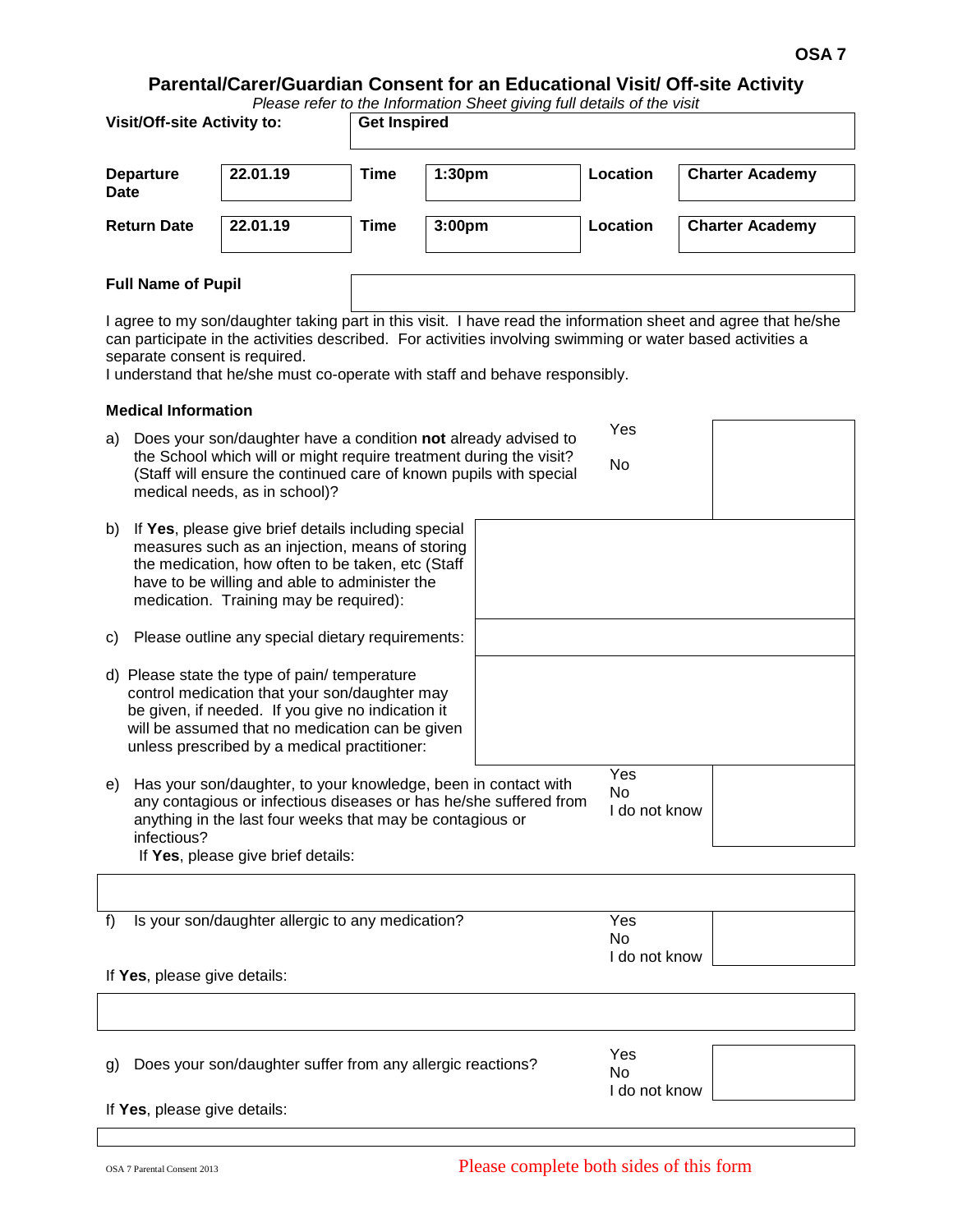OSA 7

# Parental/Carer/Guardian Consent for an Educational Visit/ Off-site Activity

*Please refer to the Information Sheet giving full details of the visit*

| **Visit/Off-site Activity to:** | **Get Inspired** | | | | |
|---|---|---|---|---|---|
| **Departure Date** | **22.01.19** | **Time** | **1:30pm** | **Location** | **Charter Academy** |
| **Return Date** | **22.01.19** | **Time** | **3:00pm** | **Location** | **Charter Academy** |

**Full Name of Pupil** 

I agree to my son/daughter taking part in this visit. I have read the information sheet and agree that he/she can participate in the activities described. For activities involving swimming or water based activities a separate consent is required.
I understand that he/she must co-operate with staff and behave responsibly.

**Medical Information**

a) Does your son/daughter have a condition **not** already advised to the School which will or might require treatment during the visit? (Staff will ensure the continued care of known pupils with special medical needs, as in school)?
Yes
No

b) If **Yes**, please give brief details including special measures such as an injection, means of storing the medication, how often to be taken, etc (Staff have to be willing and able to administer the medication. Training may be required):

c) Please outline any special dietary requirements:

d) Please state the type of pain/ temperature control medication that your son/daughter may be given, if needed. If you give no indication it will be assumed that no medication can be given unless prescribed by a medical practitioner:

e) Has your son/daughter, to your knowledge, been in contact with any contagious or infectious diseases or has he/she suffered from anything in the last four weeks that may be contagious or infectious?
Yes
No
I do not know

If **Yes**, please give brief details:

f) Is your son/daughter allergic to any medication?
Yes
No
I do not know

If **Yes**, please give details:

g) Does your son/daughter suffer from any allergic reactions?
Yes
No
I do not know

If **Yes**, please give details:

OSA 7 Parental Consent 2013

Please complete both sides of this form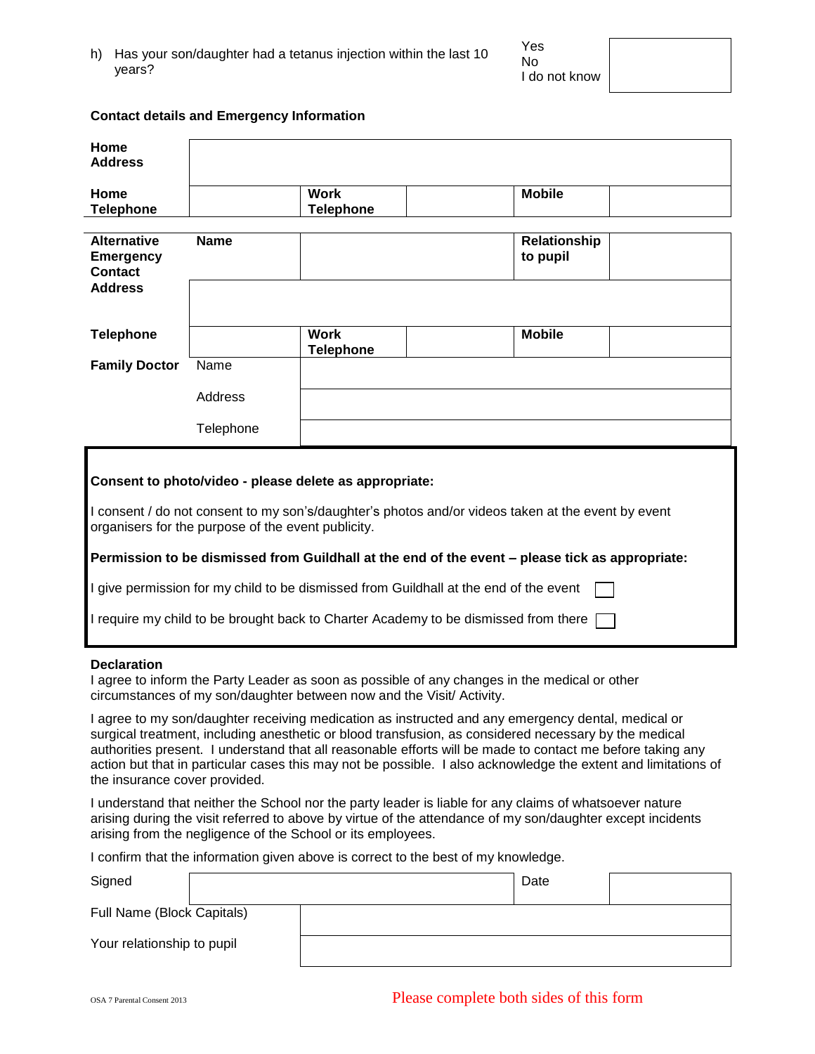h) Has your son/daughter had a tetanus injection within the last 10 years?

Yes
No
I do not know

**Contact details and Emergency Information**

| | | | | | |
|---|---|---|---|---|---|
| **Home Address** | | | | | |
| **Home Telephone** | | **Work Telephone** | | **Mobile** | |

| | | | | | |
|---|---|---|---|---|---|
| **Alternative Emergency Contact** | **Name** | | | **Relationship to pupil** | |
| **Address** | | | | | |
| **Telephone** | | **Work Telephone** | | **Mobile** | |
| **Family Doctor** | Name | | | | |
| | Address | | | | |
| | Telephone | | | | |

**Consent to photo/video - please delete as appropriate:**

I consent / do not consent to my son's/daughter's photos and/or videos taken at the event by event organisers for the purpose of the event publicity.

**Permission to be dismissed from Guildhall at the end of the event – please tick as appropriate:**

I give permission for my child to be dismissed from Guildhall at the end of the event ☐

I require my child to be brought back to Charter Academy to be dismissed from there ☐

**Declaration**

I agree to inform the Party Leader as soon as possible of any changes in the medical or other circumstances of my son/daughter between now and the Visit/ Activity.

I agree to my son/daughter receiving medication as instructed and any emergency dental, medical or surgical treatment, including anesthetic or blood transfusion, as considered necessary by the medical authorities present. I understand that all reasonable efforts will be made to contact me before taking any action but that in particular cases this may not be possible. I also acknowledge the extent and limitations of the insurance cover provided.

I understand that neither the School nor the party leader is liable for any claims of whatsoever nature arising during the visit referred to above by virtue of the attendance of my son/daughter except incidents arising from the negligence of the School or its employees.

I confirm that the information given above is correct to the best of my knowledge.

| | | | |
|---|---|---|---|
| Signed | | Date | |
| Full Name (Block Capitals) | | | |
| Your relationship to pupil | | | |

OSA 7 Parental Consent 2013

Please complete both sides of this form